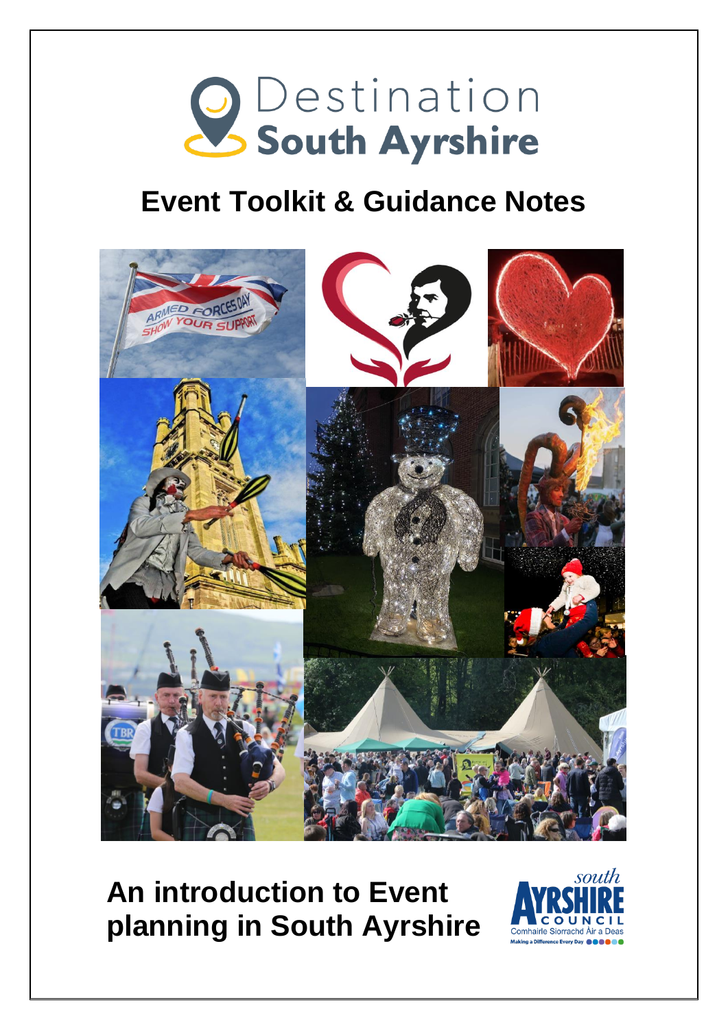# Destination South Ayrshire

## Event Toolkit & Guidance Notes

## An introduction to Event planning in South Ayrshire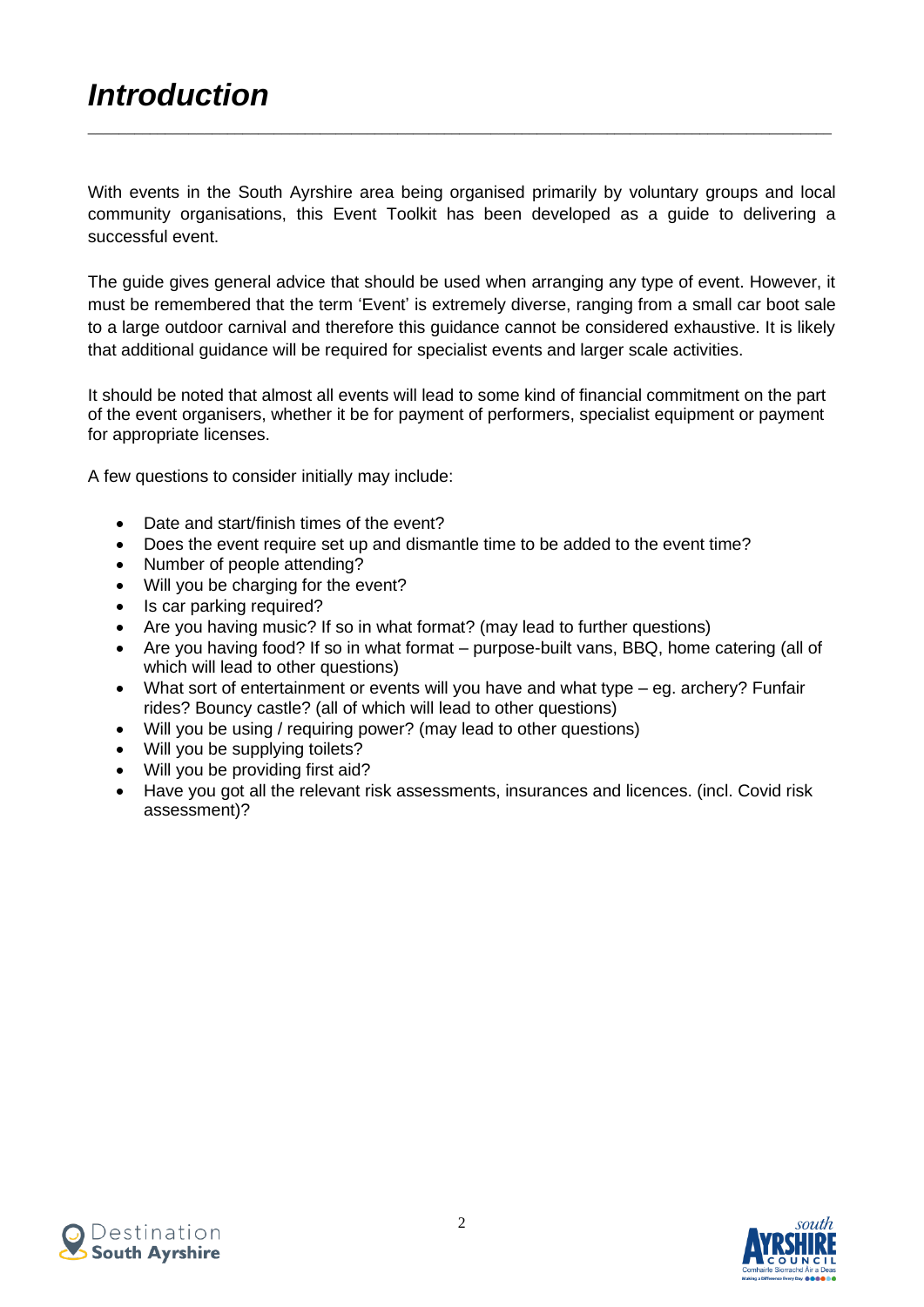# *Introduction*

With events in the South Ayrshire area being organised primarily by voluntary groups and local community organisations, this Event Toolkit has been developed as a guide to delivering a successful event.

The guide gives general advice that should be used when arranging any type of event. However, it must be remembered that the term 'Event' is extremely diverse, ranging from a small car boot sale to a large outdoor carnival and therefore this guidance cannot be considered exhaustive. It is likely that additional guidance will be required for specialist events and larger scale activities.

It should be noted that almost all events will lead to some kind of financial commitment on the part of the event organisers, whether it be for payment of performers, specialist equipment or payment for appropriate licenses.

A few questions to consider initially may include:

- Date and start/finish times of the event?
- Does the event require set up and dismantle time to be added to the event time?
- Number of people attending?
- Will you be charging for the event?
- Is car parking required?
- Are you having music? If so in what format? (may lead to further questions)
- Are you having food? If so in what format – purpose-built vans, BBQ, home catering (all of which will lead to other questions)
- What sort of entertainment or events will you have and what type – eg. archery? Funfair rides? Bouncy castle? (all of which will lead to other questions)
- Will you be using / requiring power? (may lead to other questions)
- Will you be supplying toilets?
- Will you be providing first aid?
- Have you got all the relevant risk assessments, insurances and licences. (incl. Covid risk assessment)?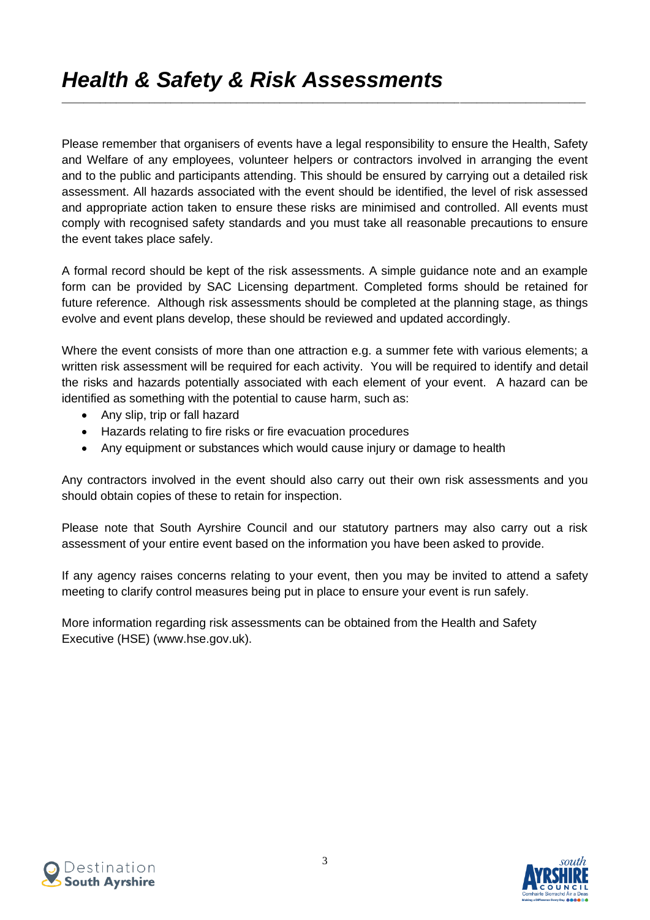# *Health & Safety & Risk Assessments*

Please remember that organisers of events have a legal responsibility to ensure the Health, Safety and Welfare of any employees, volunteer helpers or contractors involved in arranging the event and to the public and participants attending. This should be ensured by carrying out a detailed risk assessment. All hazards associated with the event should be identified, the level of risk assessed and appropriate action taken to ensure these risks are minimised and controlled. All events must comply with recognised safety standards and you must take all reasonable precautions to ensure the event takes place safely.

A formal record should be kept of the risk assessments. A simple guidance note and an example form can be provided by SAC Licensing department. Completed forms should be retained for future reference. Although risk assessments should be completed at the planning stage, as things evolve and event plans develop, these should be reviewed and updated accordingly.

Where the event consists of more than one attraction e.g. a summer fete with various elements; a written risk assessment will be required for each activity. You will be required to identify and detail the risks and hazards potentially associated with each element of your event. A hazard can be identified as something with the potential to cause harm, such as:

- Any slip, trip or fall hazard
- Hazards relating to fire risks or fire evacuation procedures
- Any equipment or substances which would cause injury or damage to health

Any contractors involved in the event should also carry out their own risk assessments and you should obtain copies of these to retain for inspection.

Please note that South Ayrshire Council and our statutory partners may also carry out a risk assessment of your entire event based on the information you have been asked to provide.

If any agency raises concerns relating to your event, then you may be invited to attend a safety meeting to clarify control measures being put in place to ensure your event is run safely.

More information regarding risk assessments can be obtained from the Health and Safety Executive (HSE) (www.hse.gov.uk).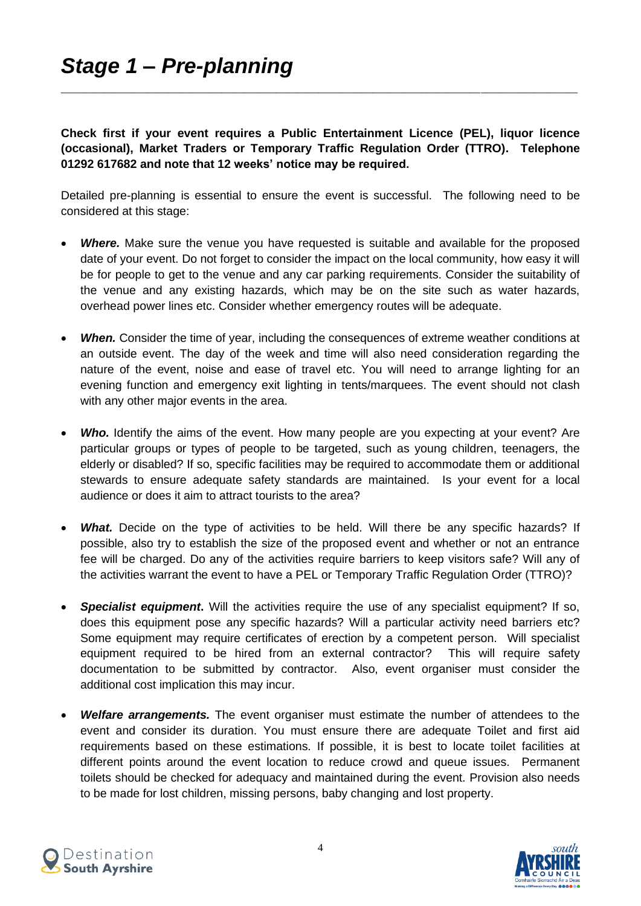# *Stage 1 – Pre-planning*

**Check first if your event requires a Public Entertainment Licence (PEL), liquor licence (occasional), Market Traders or Temporary Traffic Regulation Order (TTRO). Telephone 01292 617682 and note that 12 weeks' notice may be required.**

Detailed pre-planning is essential to ensure the event is successful. The following need to be considered at this stage:

- ***Where.*** Make sure the venue you have requested is suitable and available for the proposed date of your event. Do not forget to consider the impact on the local community, how easy it will be for people to get to the venue and any car parking requirements. Consider the suitability of the venue and any existing hazards, which may be on the site such as water hazards, overhead power lines etc. Consider whether emergency routes will be adequate.

- ***When.*** Consider the time of year, including the consequences of extreme weather conditions at an outside event. The day of the week and time will also need consideration regarding the nature of the event, noise and ease of travel etc. You will need to arrange lighting for an evening function and emergency exit lighting in tents/marquees. The event should not clash with any other major events in the area.

- ***Who.*** Identify the aims of the event. How many people are you expecting at your event? Are particular groups or types of people to be targeted, such as young children, teenagers, the elderly or disabled? If so, specific facilities may be required to accommodate them or additional stewards to ensure adequate safety standards are maintained. Is your event for a local audience or does it aim to attract tourists to the area?

- ***What.*** Decide on the type of activities to be held. Will there be any specific hazards? If possible, also try to establish the size of the proposed event and whether or not an entrance fee will be charged. Do any of the activities require barriers to keep visitors safe? Will any of the activities warrant the event to have a PEL or Temporary Traffic Regulation Order (TTRO)?

- ***Specialist equipment*****.** Will the activities require the use of any specialist equipment? If so, does this equipment pose any specific hazards? Will a particular activity need barriers etc? Some equipment may require certificates of erection by a competent person. Will specialist equipment required to be hired from an external contractor? This will require safety documentation to be submitted by contractor. Also, event organiser must consider the additional cost implication this may incur.

- ***Welfare arrangements.*** The event organiser must estimate the number of attendees to the event and consider its duration. You must ensure there are adequate Toilet and first aid requirements based on these estimations. If possible, it is best to locate toilet facilities at different points around the event location to reduce crowd and queue issues. Permanent toilets should be checked for adequacy and maintained during the event. Provision also needs to be made for lost children, missing persons, baby changing and lost property.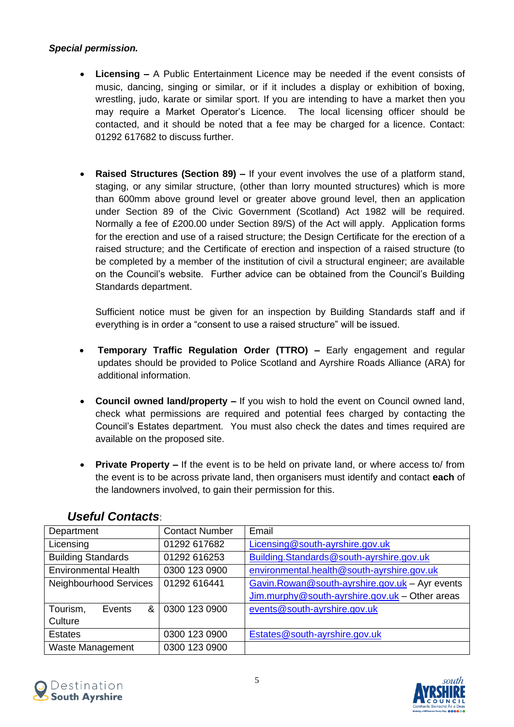***Special permission.***

- **Licensing –** A Public Entertainment Licence may be needed if the event consists of music, dancing, singing or similar, or if it includes a display or exhibition of boxing, wrestling, judo, karate or similar sport. If you are intending to have a market then you may require a Market Operator's Licence. The local licensing officer should be contacted, and it should be noted that a fee may be charged for a licence. Contact: 01292 617682 to discuss further.

- **Raised Structures (Section 89) –** If your event involves the use of a platform stand, staging, or any similar structure, (other than lorry mounted structures) which is more than 600mm above ground level or greater above ground level, then an application under Section 89 of the Civic Government (Scotland) Act 1982 will be required. Normally a fee of £200.00 under Section 89/S) of the Act will apply. Application forms for the erection and use of a raised structure; the Design Certificate for the erection of a raised structure; and the Certificate of erection and inspection of a raised structure (to be completed by a member of the institution of civil a structural engineer; are available on the Council's website. Further advice can be obtained from the Council's Building Standards department.

  Sufficient notice must be given for an inspection by Building Standards staff and if everything is in order a "consent to use a raised structure" will be issued.

- **Temporary Traffic Regulation Order (TTRO) –** Early engagement and regular updates should be provided to Police Scotland and Ayrshire Roads Alliance (ARA) for additional information.

- **Council owned land/property –** If you wish to hold the event on Council owned land, check what permissions are required and potential fees charged by contacting the Council's Estates department. You must also check the dates and times required are available on the proposed site.

- **Private Property –** If the event is to be held on private land, or where access to/ from the event is to be across private land, then organisers must identify and contact **each** of the landowners involved, to gain their permission for this.

## ***Useful Contacts***:

| Department | Contact Number | Email |
|---|---|---|
| Licensing | 01292 617682 | Licensing@south-ayrshire.gov.uk |
| Building Standards | 01292 616253 | Building.Standards@south-ayrshire.gov.uk |
| Environmental Health | 0300 123 0900 | environmental.health@south-ayrshire.gov.uk |
| Neighbourhood Services | 01292 616441 | Gavin.Rowan@south-ayrshire.gov.uk – Ayr events<br>Jim.murphy@south-ayrshire.gov.uk – Other areas |
| Tourism, Events & Culture | 0300 123 0900 | events@south-ayrshire.gov.uk |
| Estates | 0300 123 0900 | Estates@south-ayrshire.gov.uk |
| Waste Management | 0300 123 0900 | |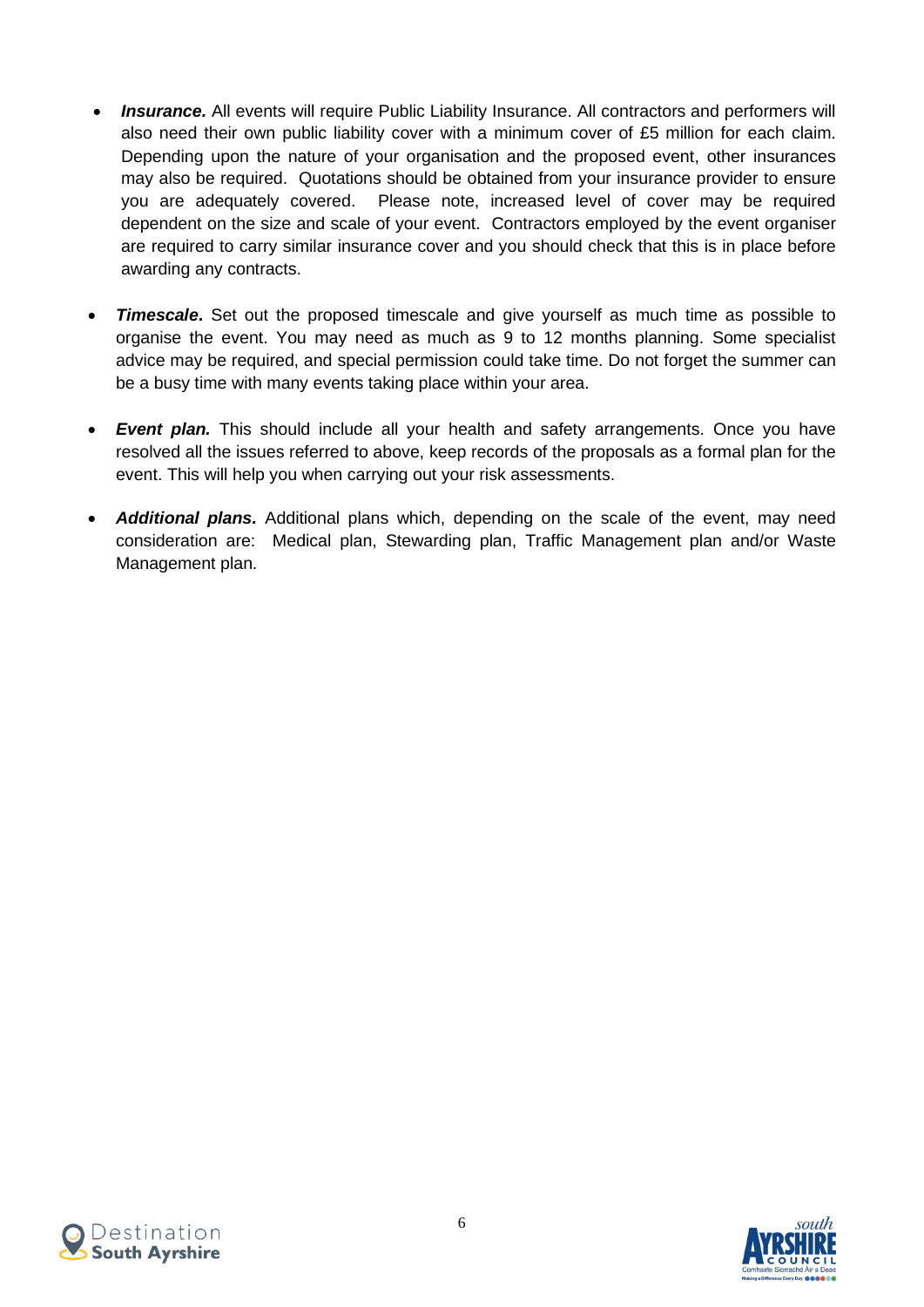- ***Insurance.*** All events will require Public Liability Insurance. All contractors and performers will also need their own public liability cover with a minimum cover of £5 million for each claim. Depending upon the nature of your organisation and the proposed event, other insurances may also be required. Quotations should be obtained from your insurance provider to ensure you are adequately covered. Please note, increased level of cover may be required dependent on the size and scale of your event. Contractors employed by the event organiser are required to carry similar insurance cover and you should check that this is in place before awarding any contracts.

- ***Timescale*****.** Set out the proposed timescale and give yourself as much time as possible to organise the event. You may need as much as 9 to 12 months planning. Some specialist advice may be required, and special permission could take time. Do not forget the summer can be a busy time with many events taking place within your area.

- ***Event plan.*** This should include all your health and safety arrangements. Once you have resolved all the issues referred to above, keep records of the proposals as a formal plan for the event. This will help you when carrying out your risk assessments.

- ***Additional plans.*** Additional plans which, depending on the scale of the event, may need consideration are: Medical plan, Stewarding plan, Traffic Management plan and/or Waste Management plan.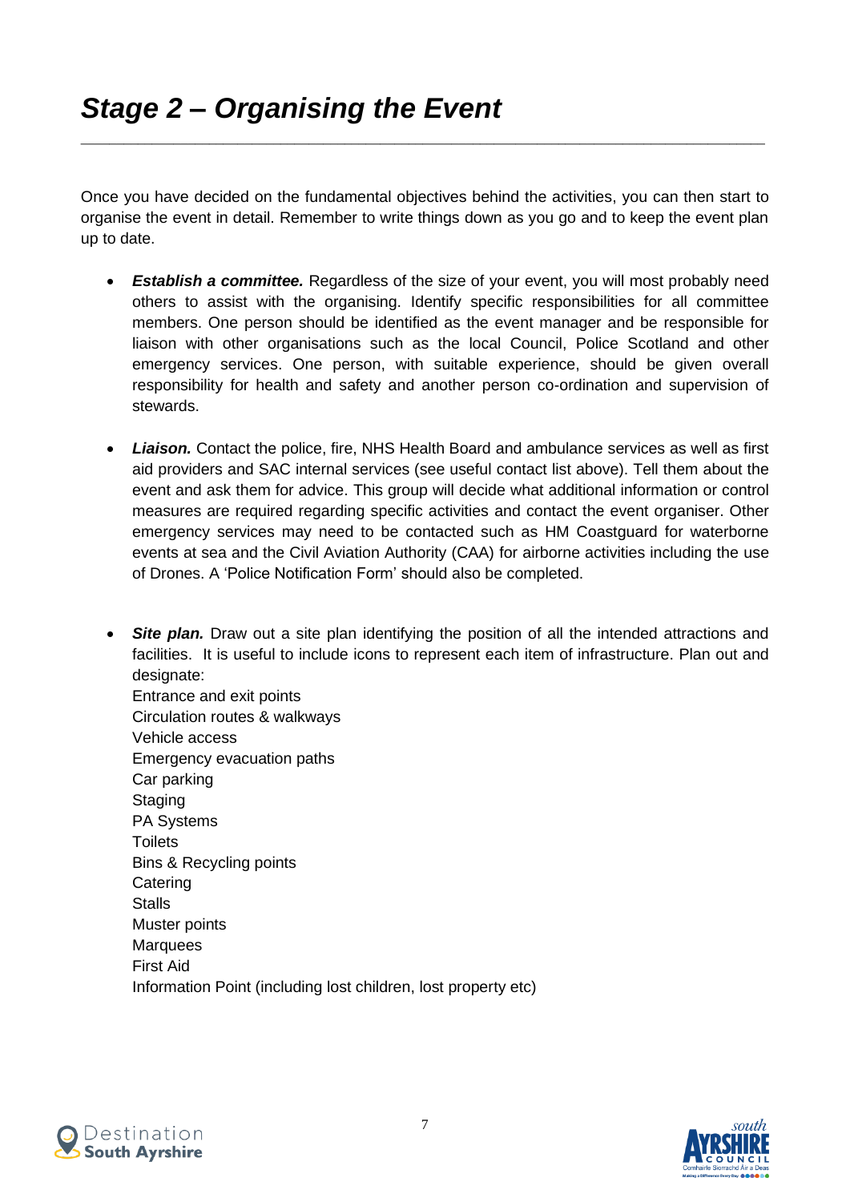# *Stage 2 – Organising the Event*

Once you have decided on the fundamental objectives behind the activities, you can then start to organise the event in detail. Remember to write things down as you go and to keep the event plan up to date.

- ***Establish a committee.*** Regardless of the size of your event, you will most probably need others to assist with the organising. Identify specific responsibilities for all committee members. One person should be identified as the event manager and be responsible for liaison with other organisations such as the local Council, Police Scotland and other emergency services. One person, with suitable experience, should be given overall responsibility for health and safety and another person co-ordination and supervision of stewards.

- ***Liaison.*** Contact the police, fire, NHS Health Board and ambulance services as well as first aid providers and SAC internal services (see useful contact list above). Tell them about the event and ask them for advice. This group will decide what additional information or control measures are required regarding specific activities and contact the event organiser. Other emergency services may need to be contacted such as HM Coastguard for waterborne events at sea and the Civil Aviation Authority (CAA) for airborne activities including the use of Drones. A 'Police Notification Form' should also be completed.

- ***Site plan.*** Draw out a site plan identifying the position of all the intended attractions and facilities. It is useful to include icons to represent each item of infrastructure. Plan out and designate:
  Entrance and exit points
  Circulation routes & walkways
  Vehicle access
  Emergency evacuation paths
  Car parking
  Staging
  PA Systems
  Toilets
  Bins & Recycling points
  Catering
  Stalls
  Muster points
  Marquees
  First Aid
  Information Point (including lost children, lost property etc)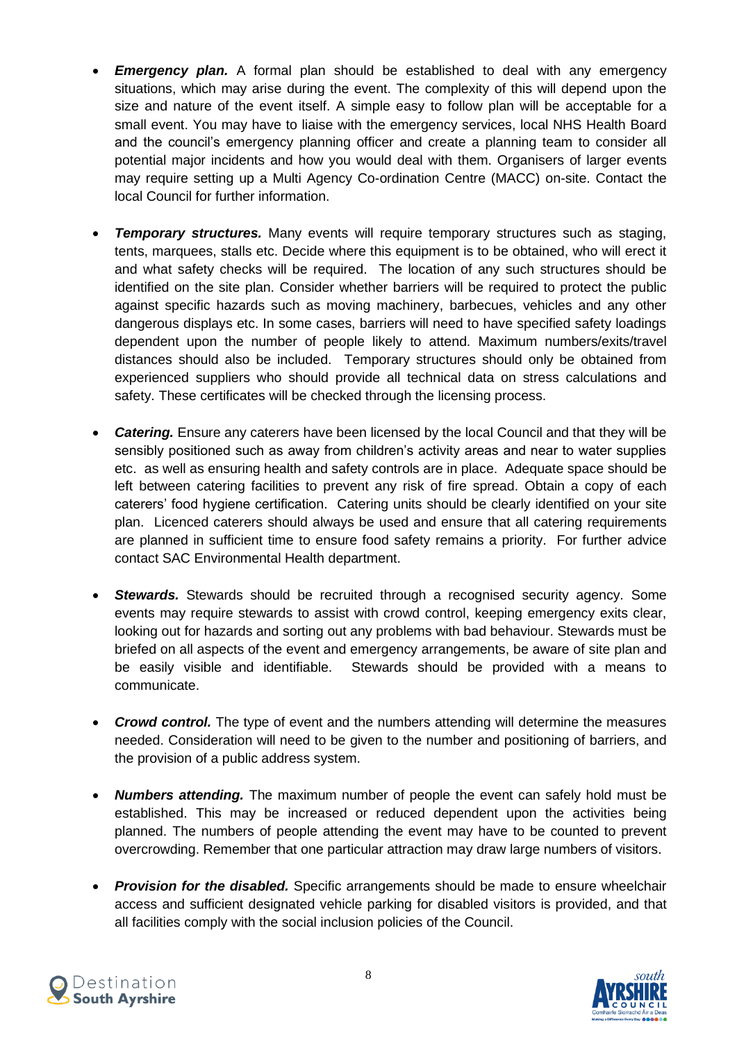- ***Emergency plan.*** A formal plan should be established to deal with any emergency situations, which may arise during the event. The complexity of this will depend upon the size and nature of the event itself. A simple easy to follow plan will be acceptable for a small event. You may have to liaise with the emergency services, local NHS Health Board and the council's emergency planning officer and create a planning team to consider all potential major incidents and how you would deal with them. Organisers of larger events may require setting up a Multi Agency Co-ordination Centre (MACC) on-site. Contact the local Council for further information.

- ***Temporary structures.*** Many events will require temporary structures such as staging, tents, marquees, stalls etc. Decide where this equipment is to be obtained, who will erect it and what safety checks will be required. The location of any such structures should be identified on the site plan. Consider whether barriers will be required to protect the public against specific hazards such as moving machinery, barbecues, vehicles and any other dangerous displays etc. In some cases, barriers will need to have specified safety loadings dependent upon the number of people likely to attend. Maximum numbers/exits/travel distances should also be included. Temporary structures should only be obtained from experienced suppliers who should provide all technical data on stress calculations and safety. These certificates will be checked through the licensing process.

- ***Catering.*** Ensure any caterers have been licensed by the local Council and that they will be sensibly positioned such as away from children's activity areas and near to water supplies etc. as well as ensuring health and safety controls are in place. Adequate space should be left between catering facilities to prevent any risk of fire spread. Obtain a copy of each caterers' food hygiene certification. Catering units should be clearly identified on your site plan. Licenced caterers should always be used and ensure that all catering requirements are planned in sufficient time to ensure food safety remains a priority. For further advice contact SAC Environmental Health department.

- ***Stewards.*** Stewards should be recruited through a recognised security agency. Some events may require stewards to assist with crowd control, keeping emergency exits clear, looking out for hazards and sorting out any problems with bad behaviour. Stewards must be briefed on all aspects of the event and emergency arrangements, be aware of site plan and be easily visible and identifiable. Stewards should be provided with a means to communicate.

- ***Crowd control.*** The type of event and the numbers attending will determine the measures needed. Consideration will need to be given to the number and positioning of barriers, and the provision of a public address system.

- ***Numbers attending.*** The maximum number of people the event can safely hold must be established. This may be increased or reduced dependent upon the activities being planned. The numbers of people attending the event may have to be counted to prevent overcrowding. Remember that one particular attraction may draw large numbers of visitors.

- ***Provision for the disabled.*** Specific arrangements should be made to ensure wheelchair access and sufficient designated vehicle parking for disabled visitors is provided, and that all facilities comply with the social inclusion policies of the Council.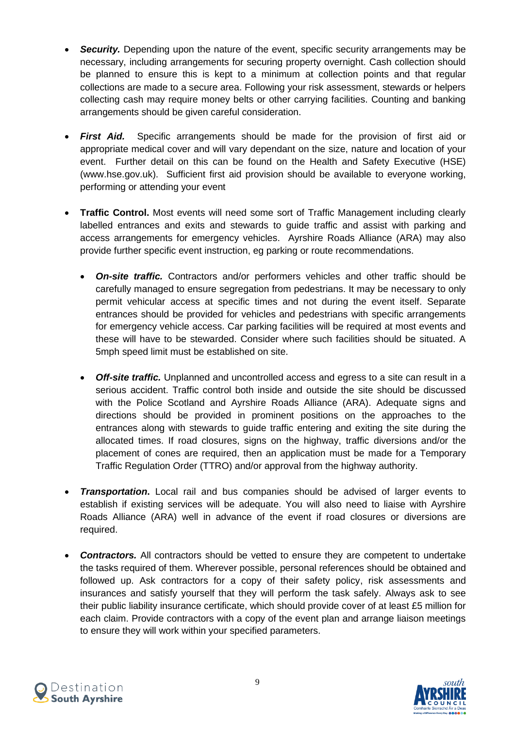- ***Security.*** Depending upon the nature of the event, specific security arrangements may be necessary, including arrangements for securing property overnight. Cash collection should be planned to ensure this is kept to a minimum at collection points and that regular collections are made to a secure area. Following your risk assessment, stewards or helpers collecting cash may require money belts or other carrying facilities. Counting and banking arrangements should be given careful consideration.

- ***First Aid.*** Specific arrangements should be made for the provision of first aid or appropriate medical cover and will vary dependant on the size, nature and location of your event. Further detail on this can be found on the Health and Safety Executive (HSE) (www.hse.gov.uk). Sufficient first aid provision should be available to everyone working, performing or attending your event

- **Traffic Control.** Most events will need some sort of Traffic Management including clearly labelled entrances and exits and stewards to guide traffic and assist with parking and access arrangements for emergency vehicles. Ayrshire Roads Alliance (ARA) may also provide further specific event instruction, eg parking or route recommendations.

  - ***On-site traffic.*** Contractors and/or performers vehicles and other traffic should be carefully managed to ensure segregation from pedestrians. It may be necessary to only permit vehicular access at specific times and not during the event itself. Separate entrances should be provided for vehicles and pedestrians with specific arrangements for emergency vehicle access. Car parking facilities will be required at most events and these will have to be stewarded. Consider where such facilities should be situated. A 5mph speed limit must be established on site.

  - ***Off-site traffic.*** Unplanned and uncontrolled access and egress to a site can result in a serious accident. Traffic control both inside and outside the site should be discussed with the Police Scotland and Ayrshire Roads Alliance (ARA). Adequate signs and directions should be provided in prominent positions on the approaches to the entrances along with stewards to guide traffic entering and exiting the site during the allocated times. If road closures, signs on the highway, traffic diversions and/or the placement of cones are required, then an application must be made for a Temporary Traffic Regulation Order (TTRO) and/or approval from the highway authority.

- ***Transportation.*** Local rail and bus companies should be advised of larger events to establish if existing services will be adequate. You will also need to liaise with Ayrshire Roads Alliance (ARA) well in advance of the event if road closures or diversions are required.

- ***Contractors.*** All contractors should be vetted to ensure they are competent to undertake the tasks required of them. Wherever possible, personal references should be obtained and followed up. Ask contractors for a copy of their safety policy, risk assessments and insurances and satisfy yourself that they will perform the task safely. Always ask to see their public liability insurance certificate, which should provide cover of at least £5 million for each claim. Provide contractors with a copy of the event plan and arrange liaison meetings to ensure they will work within your specified parameters.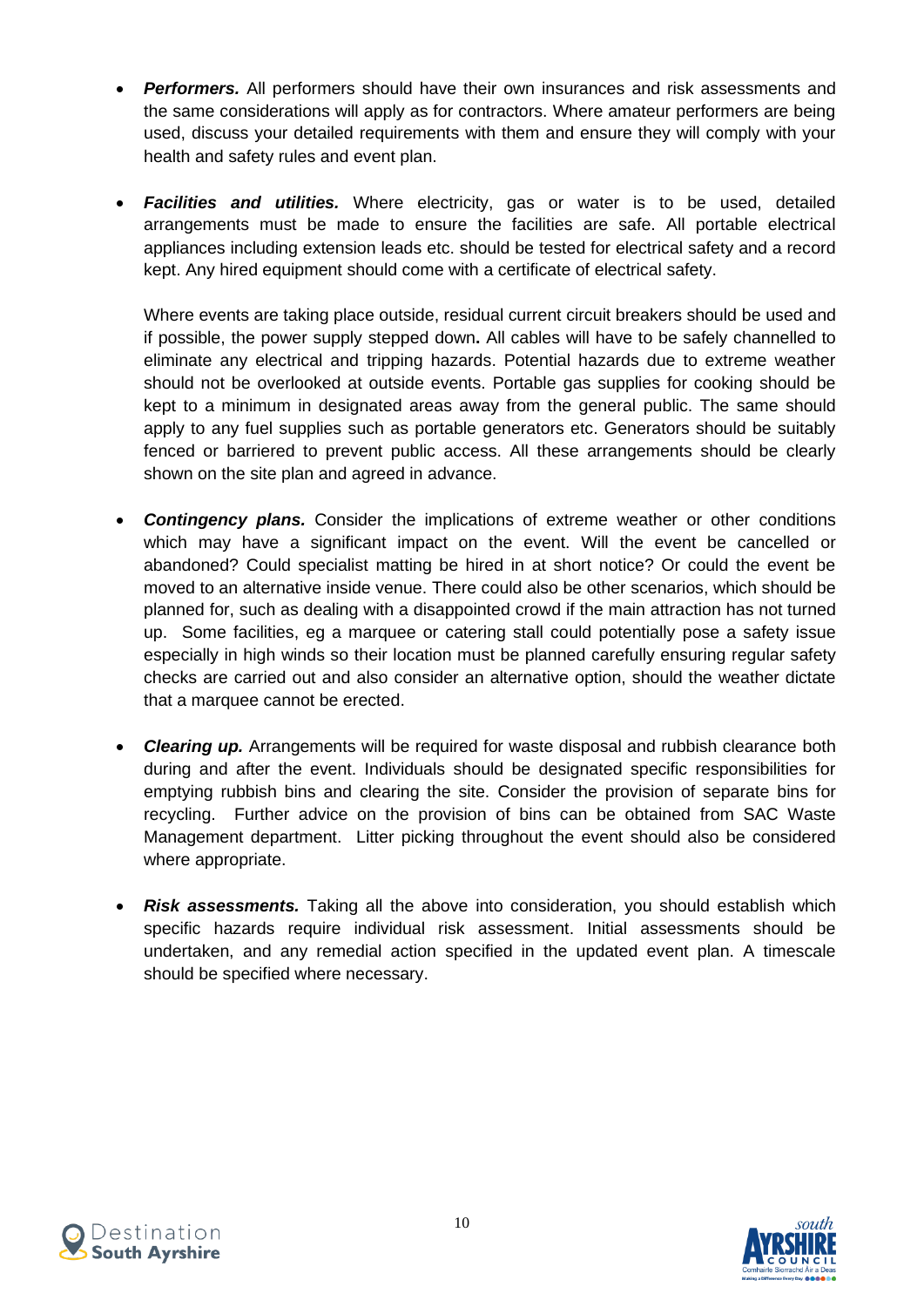- ***Performers.*** All performers should have their own insurances and risk assessments and the same considerations will apply as for contractors. Where amateur performers are being used, discuss your detailed requirements with them and ensure they will comply with your health and safety rules and event plan.

- ***Facilities and utilities.*** Where electricity, gas or water is to be used, detailed arrangements must be made to ensure the facilities are safe. All portable electrical appliances including extension leads etc. should be tested for electrical safety and a record kept. Any hired equipment should come with a certificate of electrical safety.

  Where events are taking place outside, residual current circuit breakers should be used and if possible, the power supply stepped down**.** All cables will have to be safely channelled to eliminate any electrical and tripping hazards. Potential hazards due to extreme weather should not be overlooked at outside events. Portable gas supplies for cooking should be kept to a minimum in designated areas away from the general public. The same should apply to any fuel supplies such as portable generators etc. Generators should be suitably fenced or barriered to prevent public access. All these arrangements should be clearly shown on the site plan and agreed in advance.

- ***Contingency plans.*** Consider the implications of extreme weather or other conditions which may have a significant impact on the event. Will the event be cancelled or abandoned? Could specialist matting be hired in at short notice? Or could the event be moved to an alternative inside venue. There could also be other scenarios, which should be planned for, such as dealing with a disappointed crowd if the main attraction has not turned up. Some facilities, eg a marquee or catering stall could potentially pose a safety issue especially in high winds so their location must be planned carefully ensuring regular safety checks are carried out and also consider an alternative option, should the weather dictate that a marquee cannot be erected.

- ***Clearing up.*** Arrangements will be required for waste disposal and rubbish clearance both during and after the event. Individuals should be designated specific responsibilities for emptying rubbish bins and clearing the site. Consider the provision of separate bins for recycling. Further advice on the provision of bins can be obtained from SAC Waste Management department. Litter picking throughout the event should also be considered where appropriate.

- ***Risk assessments.*** Taking all the above into consideration, you should establish which specific hazards require individual risk assessment. Initial assessments should be undertaken, and any remedial action specified in the updated event plan. A timescale should be specified where necessary.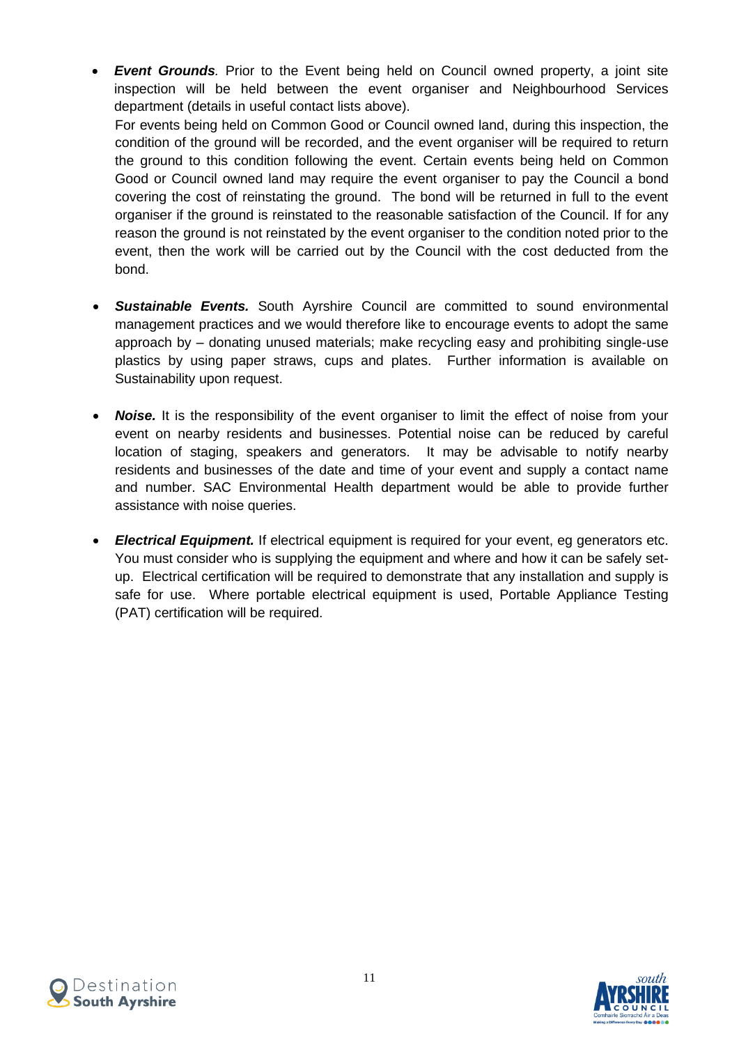- ***Event Grounds*.** Prior to the Event being held on Council owned property, a joint site inspection will be held between the event organiser and Neighbourhood Services department (details in useful contact lists above).
  For events being held on Common Good or Council owned land, during this inspection, the condition of the ground will be recorded, and the event organiser will be required to return the ground to this condition following the event. Certain events being held on Common Good or Council owned land may require the event organiser to pay the Council a bond covering the cost of reinstating the ground. The bond will be returned in full to the event organiser if the ground is reinstated to the reasonable satisfaction of the Council. If for any reason the ground is not reinstated by the event organiser to the condition noted prior to the event, then the work will be carried out by the Council with the cost deducted from the bond.

- ***Sustainable Events.*** South Ayrshire Council are committed to sound environmental management practices and we would therefore like to encourage events to adopt the same approach by – donating unused materials; make recycling easy and prohibiting single-use plastics by using paper straws, cups and plates. Further information is available on Sustainability upon request.

- ***Noise.*** It is the responsibility of the event organiser to limit the effect of noise from your event on nearby residents and businesses. Potential noise can be reduced by careful location of staging, speakers and generators. It may be advisable to notify nearby residents and businesses of the date and time of your event and supply a contact name and number. SAC Environmental Health department would be able to provide further assistance with noise queries.

- ***Electrical Equipment.*** If electrical equipment is required for your event, eg generators etc. You must consider who is supplying the equipment and where and how it can be safely set-up. Electrical certification will be required to demonstrate that any installation and supply is safe for use. Where portable electrical equipment is used, Portable Appliance Testing (PAT) certification will be required.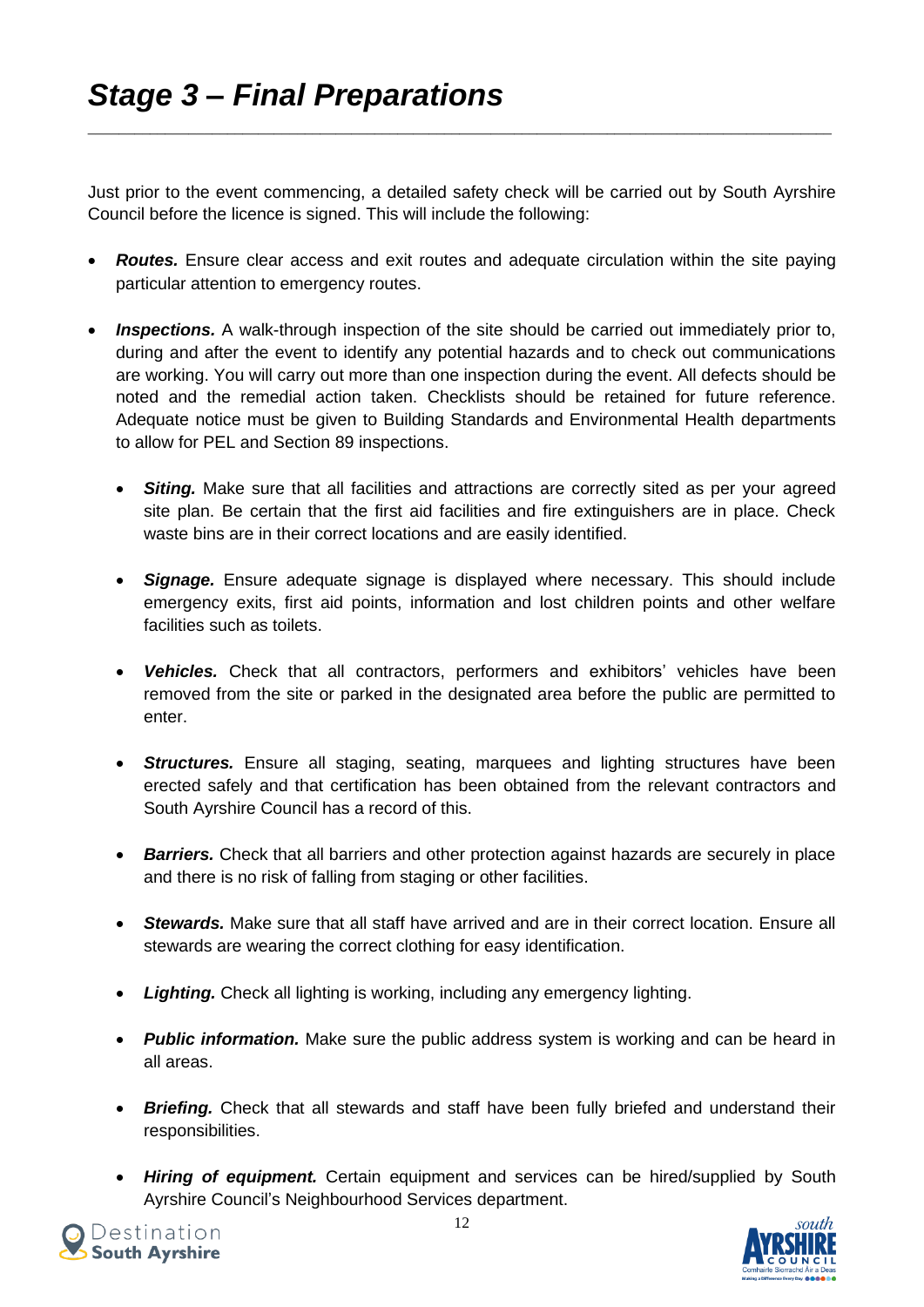# *Stage 3 – Final Preparations*

Just prior to the event commencing, a detailed safety check will be carried out by South Ayrshire Council before the licence is signed. This will include the following:

- ***Routes.*** Ensure clear access and exit routes and adequate circulation within the site paying particular attention to emergency routes.
- ***Inspections.*** A walk-through inspection of the site should be carried out immediately prior to, during and after the event to identify any potential hazards and to check out communications are working. You will carry out more than one inspection during the event. All defects should be noted and the remedial action taken. Checklists should be retained for future reference. Adequate notice must be given to Building Standards and Environmental Health departments to allow for PEL and Section 89 inspections.
  - ***Siting.*** Make sure that all facilities and attractions are correctly sited as per your agreed site plan. Be certain that the first aid facilities and fire extinguishers are in place. Check waste bins are in their correct locations and are easily identified.
  - ***Signage.*** Ensure adequate signage is displayed where necessary. This should include emergency exits, first aid points, information and lost children points and other welfare facilities such as toilets.
  - ***Vehicles.*** Check that all contractors, performers and exhibitors' vehicles have been removed from the site or parked in the designated area before the public are permitted to enter.
  - ***Structures.*** Ensure all staging, seating, marquees and lighting structures have been erected safely and that certification has been obtained from the relevant contractors and South Ayrshire Council has a record of this.
  - ***Barriers.*** Check that all barriers and other protection against hazards are securely in place and there is no risk of falling from staging or other facilities.
  - ***Stewards.*** Make sure that all staff have arrived and are in their correct location. Ensure all stewards are wearing the correct clothing for easy identification.
  - ***Lighting.*** Check all lighting is working, including any emergency lighting.
  - ***Public information.*** Make sure the public address system is working and can be heard in all areas.
  - ***Briefing.*** Check that all stewards and staff have been fully briefed and understand their responsibilities.
  - ***Hiring of equipment.*** Certain equipment and services can be hired/supplied by South Ayrshire Council's Neighbourhood Services department.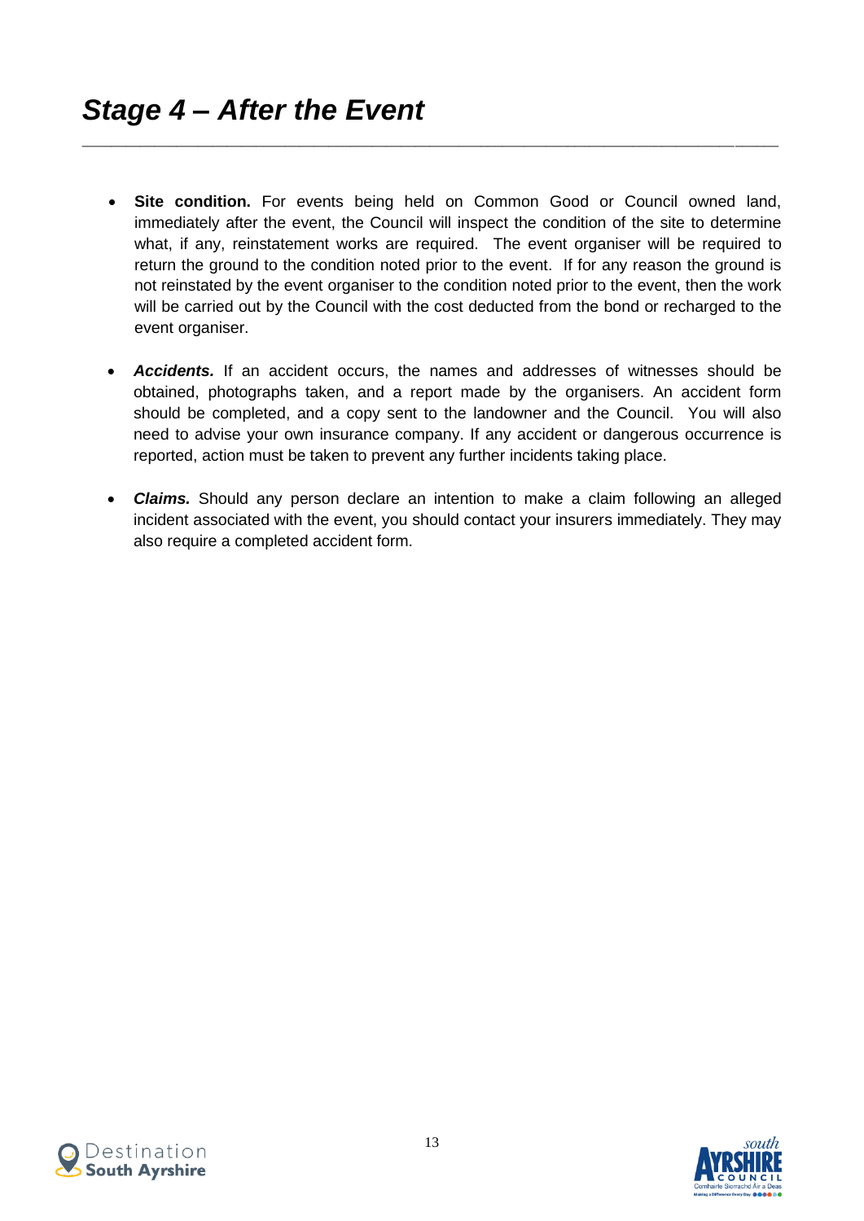# *Stage 4 – After the Event*

- **Site condition.** For events being held on Common Good or Council owned land, immediately after the event, the Council will inspect the condition of the site to determine what, if any, reinstatement works are required. The event organiser will be required to return the ground to the condition noted prior to the event. If for any reason the ground is not reinstated by the event organiser to the condition noted prior to the event, then the work will be carried out by the Council with the cost deducted from the bond or recharged to the event organiser.

- ***Accidents.*** If an accident occurs, the names and addresses of witnesses should be obtained, photographs taken, and a report made by the organisers. An accident form should be completed, and a copy sent to the landowner and the Council. You will also need to advise your own insurance company. If any accident or dangerous occurrence is reported, action must be taken to prevent any further incidents taking place.

- ***Claims.*** Should any person declare an intention to make a claim following an alleged incident associated with the event, you should contact your insurers immediately. They may also require a completed accident form.